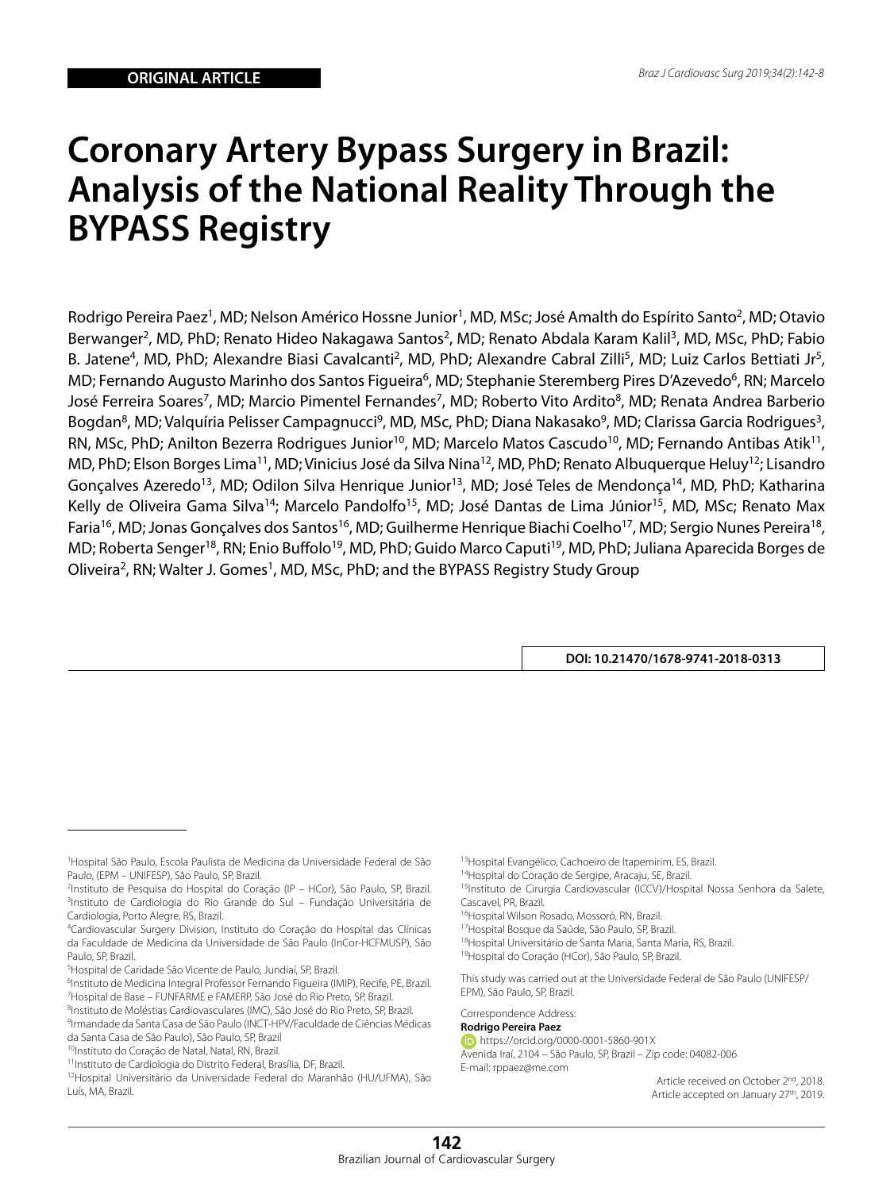ORIGINAL ARTICLE

# Coronary Artery Bypass Surgery in Brazil: Analysis of the National Reality Through the BYPASS Registry

Rodrigo Pereira Paez[1], MD; Nelson Américo Hossne Junior[1], MD, MSc; José Amalth do Espírito Santo[2], MD; Otavio Berwanger[2], MD, PhD; Renato Hideo Nakagawa Santos[2], MD; Renato Abdala Karam Kalil[3], MD, MSc, PhD; Fabio B. Jatene[4], MD, PhD; Alexandre Biasi Cavalcanti[2], MD, PhD; Alexandre Cabral Zilli[5], MD; Luiz Carlos Bettiati Jr[5], MD; Fernando Augusto Marinho dos Santos Figueira[6], MD; Stephanie Steremberg Pires D'Azevedo[6], RN; Marcelo José Ferreira Soares[7], MD; Marcio Pimentel Fernandes[7], MD; Roberto Vito Ardito[8], MD; Renata Andrea Barberio Bogdan[8], MD; Valquíria Pelisser Campagnucci[9], MD, MSc, PhD; Diana Nakasako[9], MD; Clarissa Garcia Rodrigues[3], RN, MSc, PhD; Anilton Bezerra Rodrigues Junior[10], MD; Marcelo Matos Cascudo[10], MD; Fernando Antibas Atik[11], MD, PhD; Elson Borges Lima[11], MD; Vinicius José da Silva Nina[12], MD, PhD; Renato Albuquerque Heluy[12]; Lisandro Gonçalves Azeredo[13], MD; Odilon Silva Henrique Junior[13], MD; José Teles de Mendonça[14], MD, PhD; Katharina Kelly de Oliveira Gama Silva[14]; Marcelo Pandolfo[15], MD; José Dantas de Lima Júnior[15], MD, MSc; Renato Max Faria[16], MD; Jonas Gonçalves dos Santos[16], MD; Guilherme Henrique Biachi Coelho[17], MD; Sergio Nunes Pereira[18], MD; Roberta Senger[18], RN; Enio Buffolo[19], MD, PhD; Guido Marco Caputi[19], MD, PhD; Juliana Aparecida Borges de Oliveira[2], RN; Walter J. Gomes[1], MD, MSc, PhD; and the BYPASS Registry Study Group

DOI: 10.21470/1678-9741-2018-0313

[1]Hospital São Paulo, Escola Paulista de Medicina da Universidade Federal de São Paulo, (EPM – UNIFESP), São Paulo, SP, Brazil.
[2]Instituto de Pesquisa do Hospital do Coração (IP – HCor), São Paulo, SP, Brazil.
[3]Instituto de Cardiologia do Rio Grande do Sul – Fundação Universitária de Cardiologia, Porto Alegre, RS, Brazil.
[4]Cardiovascular Surgery Division, Instituto do Coração do Hospital das Clínicas da Faculdade de Medicina da Universidade de São Paulo (InCor-HCFMUSP), São Paulo, SP, Brazil.
[5]Hospital de Caridade São Vicente de Paulo, Jundiaí, SP, Brazil.
[6]Instituto de Medicina Integral Professor Fernando Figueira (IMIP), Recife, PE, Brazil.
[7]Hospital de Base – FUNFARME e FAMERP, São José do Rio Preto, SP, Brazil.
[8]Instituto de Moléstias Cardiovasculares (IMC), São José do Rio Preto, SP, Brazil.
[9]Irmandade da Santa Casa de São Paulo (INCT-HPV/Faculdade de Ciências Médicas da Santa Casa de São Paulo), São Paulo, SP, Brazil
[10]Instituto do Coração de Natal, Natal, RN, Brazil.
[11]Instituto de Cardiologia do Distrito Federal, Brasília, DF, Brazil.
[12]Hospital Universitário da Universidade Federal do Maranhão (HU/UFMA), São Luís, MA, Brazil.
[13]Hospital Evangélico, Cachoeiro de Itapemirim, ES, Brazil.
[14]Hospital do Coração de Sergipe, Aracaju, SE, Brazil.
[15]Instituto de Cirurgia Cardiovascular (ICCV)/Hospital Nossa Senhora da Salete, Cascavel, PR, Brazil.
[16]Hospital Wilson Rosado, Mossoró, RN, Brazil.
[17]Hospital Bosque da Saúde, São Paulo, SP, Brazil.
[18]Hospital Universitário de Santa Maria, Santa Maria, RS, Brazil.
[19]Hospital do Coração (HCor), São Paulo, SP, Brazil.

This study was carried out at the Universidade Federal de São Paulo (UNIFESP/EPM), São Paulo, SP, Brazil.

Correspondence Address:
**Rodrigo Pereira Paez**
https://orcid.org/0000-0001-5860-901X
Avenida Iraí, 2104 – São Paulo, SP, Brazil – Zip code: 04082-006
E-mail: rppaez@me.com

Article received on October 2nd, 2018.
Article accepted on January 27th, 2019.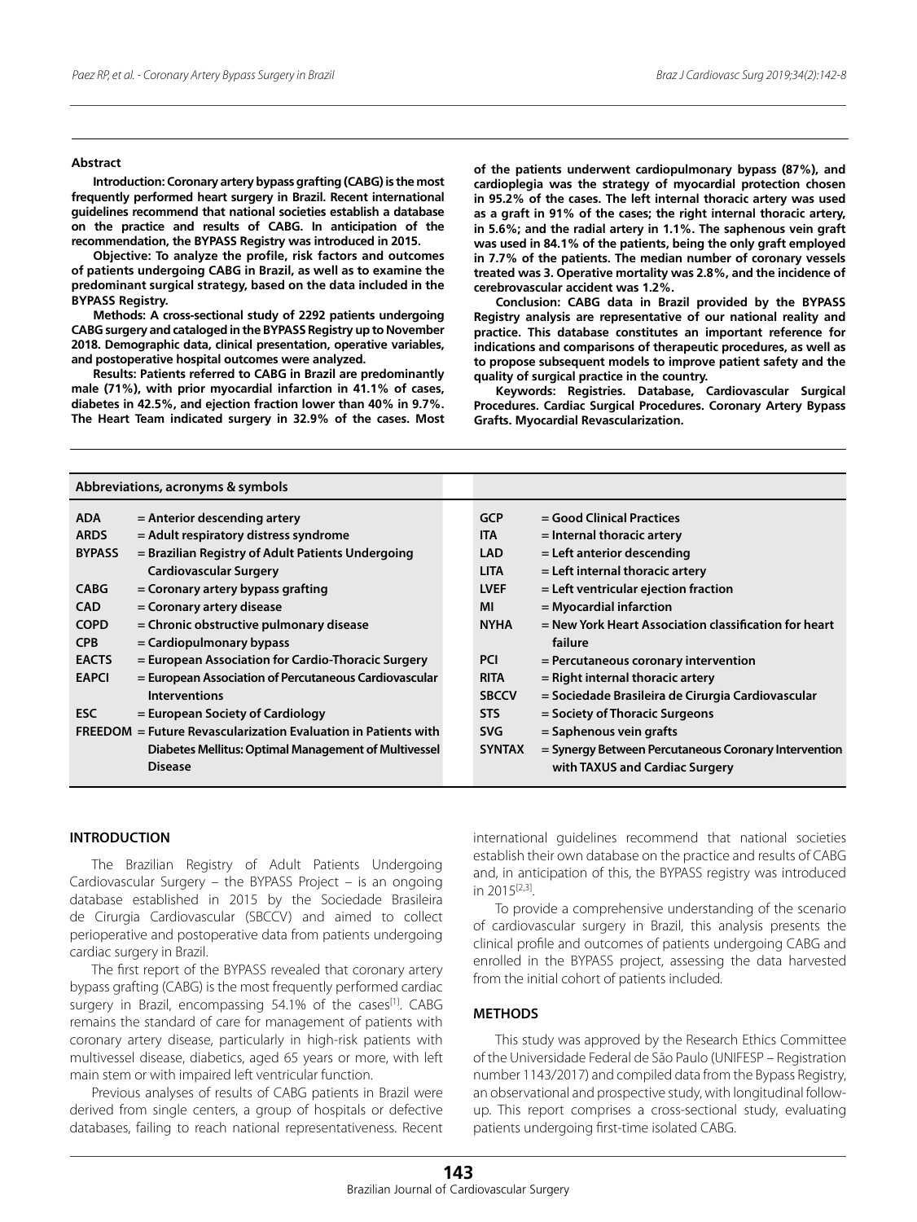## Abstract

**Introduction: Coronary artery bypass grafting (CABG) is the most frequently performed heart surgery in Brazil. Recent international guidelines recommend that national societies establish a database on the practice and results of CABG. In anticipation of the recommendation, the BYPASS Registry was introduced in 2015.**

**Objective: To analyze the profile, risk factors and outcomes of patients undergoing CABG in Brazil, as well as to examine the predominant surgical strategy, based on the data included in the BYPASS Registry.**

**Methods: A cross-sectional study of 2292 patients undergoing CABG surgery and cataloged in the BYPASS Registry up to November 2018. Demographic data, clinical presentation, operative variables, and postoperative hospital outcomes were analyzed.**

**Results: Patients referred to CABG in Brazil are predominantly male (71%), with prior myocardial infarction in 41.1% of cases, diabetes in 42.5%, and ejection fraction lower than 40% in 9.7%. The Heart Team indicated surgery in 32.9% of the cases. Most of the patients underwent cardiopulmonary bypass (87%), and cardioplegia was the strategy of myocardial protection chosen in 95.2% of the cases. The left internal thoracic artery was used as a graft in 91% of the cases; the right internal thoracic artery, in 5.6%; and the radial artery in 1.1%. The saphenous vein graft was used in 84.1% of the patients, being the only graft employed in 7.7% of the patients. The median number of coronary vessels treated was 3. Operative mortality was 2.8%, and the incidence of cerebrovascular accident was 1.2%.**

**Conclusion: CABG data in Brazil provided by the BYPASS Registry analysis are representative of our national reality and practice. This database constitutes an important reference for indications and comparisons of therapeutic procedures, as well as to propose subsequent models to improve patient safety and the quality of surgical practice in the country.**

**Keywords: Registries. Database, Cardiovascular Surgical Procedures. Cardiac Surgical Procedures. Coronary Artery Bypass Grafts. Myocardial Revascularization.**

| Abbreviations, acronyms & symbols | | | |
|---|---|---|---|
| ADA | = Anterior descending artery | GCP | = Good Clinical Practices |
| ARDS | = Adult respiratory distress syndrome | ITA | = Internal thoracic artery |
| BYPASS | = Brazilian Registry of Adult Patients Undergoing Cardiovascular Surgery | LAD | = Left anterior descending |
| | | LITA | = Left internal thoracic artery |
| CABG | = Coronary artery bypass grafting | LVEF | = Left ventricular ejection fraction |
| CAD | = Coronary artery disease | MI | = Myocardial infarction |
| COPD | = Chronic obstructive pulmonary disease | NYHA | = New York Heart Association classification for heart failure |
| CPB | = Cardiopulmonary bypass | | |
| EACTS | = European Association for Cardio-Thoracic Surgery | PCI | = Percutaneous coronary intervention |
| EAPCI | = European Association of Percutaneous Cardiovascular Interventions | RITA | = Right internal thoracic artery |
| | | SBCCV | = Sociedade Brasileira de Cirurgia Cardiovascular |
| ESC | = European Society of Cardiology | STS | = Society of Thoracic Surgeons |
| FREEDOM | = Future Revascularization Evaluation in Patients with Diabetes Mellitus: Optimal Management of Multivessel Disease | SVG | = Saphenous vein grafts |
| | | SYNTAX | = Synergy Between Percutaneous Coronary Intervention with TAXUS and Cardiac Surgery |

## INTRODUCTION

The Brazilian Registry of Adult Patients Undergoing Cardiovascular Surgery – the BYPASS Project – is an ongoing database established in 2015 by the Sociedade Brasileira de Cirurgia Cardiovascular (SBCCV) and aimed to collect perioperative and postoperative data from patients undergoing cardiac surgery in Brazil.

The first report of the BYPASS revealed that coronary artery bypass grafting (CABG) is the most frequently performed cardiac surgery in Brazil, encompassing 54.1% of the cases[1]. CABG remains the standard of care for management of patients with coronary artery disease, particularly in high-risk patients with multivessel disease, diabetics, aged 65 years or more, with left main stem or with impaired left ventricular function.

Previous analyses of results of CABG patients in Brazil were derived from single centers, a group of hospitals or defective databases, failing to reach national representativeness. Recent international guidelines recommend that national societies establish their own database on the practice and results of CABG and, in anticipation of this, the BYPASS registry was introduced in 2015[2,3].

To provide a comprehensive understanding of the scenario of cardiovascular surgery in Brazil, this analysis presents the clinical profile and outcomes of patients undergoing CABG and enrolled in the BYPASS project, assessing the data harvested from the initial cohort of patients included.

## METHODS

This study was approved by the Research Ethics Committee of the Universidade Federal de São Paulo (UNIFESP – Registration number 1143/2017) and compiled data from the Bypass Registry, an observational and prospective study, with longitudinal follow-up. This report comprises a cross-sectional study, evaluating patients undergoing first-time isolated CABG.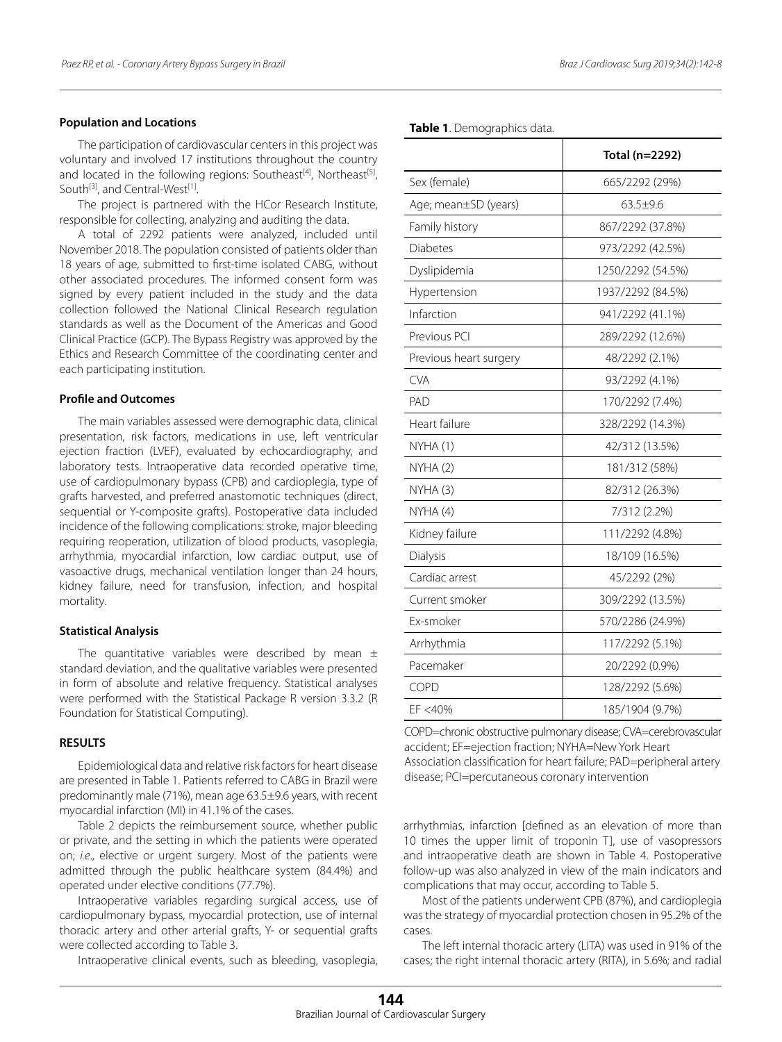### Population and Locations

The participation of cardiovascular centers in this project was voluntary and involved 17 institutions throughout the country and located in the following regions: Southeast[4], Northeast[5], South[3], and Central-West[1].

The project is partnered with the HCor Research Institute, responsible for collecting, analyzing and auditing the data.

A total of 2292 patients were analyzed, included until November 2018. The population consisted of patients older than 18 years of age, submitted to first-time isolated CABG, without other associated procedures. The informed consent form was signed by every patient included in the study and the data collection followed the National Clinical Research regulation standards as well as the Document of the Americas and Good Clinical Practice (GCP). The Bypass Registry was approved by the Ethics and Research Committee of the coordinating center and each participating institution.

### Profile and Outcomes

The main variables assessed were demographic data, clinical presentation, risk factors, medications in use, left ventricular ejection fraction (LVEF), evaluated by echocardiography, and laboratory tests. Intraoperative data recorded operative time, use of cardiopulmonary bypass (CPB) and cardioplegia, type of grafts harvested, and preferred anastomotic techniques (direct, sequential or Y-composite grafts). Postoperative data included incidence of the following complications: stroke, major bleeding requiring reoperation, utilization of blood products, vasoplegia, arrhythmia, myocardial infarction, low cardiac output, use of vasoactive drugs, mechanical ventilation longer than 24 hours, kidney failure, need for transfusion, infection, and hospital mortality.

### Statistical Analysis

The quantitative variables were described by mean ± standard deviation, and the qualitative variables were presented in form of absolute and relative frequency. Statistical analyses were performed with the Statistical Package R version 3.3.2 (R Foundation for Statistical Computing).

## RESULTS

Epidemiological data and relative risk factors for heart disease are presented in Table 1. Patients referred to CABG in Brazil were predominantly male (71%), mean age 63.5±9.6 years, with recent myocardial infarction (MI) in 41.1% of the cases.

Table 2 depicts the reimbursement source, whether public or private, and the setting in which the patients were operated on; *i.e.*, elective or urgent surgery. Most of the patients were admitted through the public healthcare system (84.4%) and operated under elective conditions (77.7%).

Intraoperative variables regarding surgical access, use of cardiopulmonary bypass, myocardial protection, use of internal thoracic artery and other arterial grafts, Y- or sequential grafts were collected according to Table 3.

Intraoperative clinical events, such as bleeding, vasoplegia, arrhythmias, infarction [defined as an elevation of more than 10 times the upper limit of troponin T], use of vasopressors and intraoperative death are shown in Table 4. Postoperative follow-up was also analyzed in view of the main indicators and complications that may occur, according to Table 5.

Most of the patients underwent CPB (87%), and cardioplegia was the strategy of myocardial protection chosen in 95.2% of the cases.

The left internal thoracic artery (LITA) was used in 91% of the cases; the right internal thoracic artery (RITA), in 5.6%; and radial

**Table 1**. Demographics data.

| | Total (n=2292) |
|---|---|
| Sex (female) | 665/2292 (29%) |
| Age; mean±SD (years) | 63.5±9.6 |
| Family history | 867/2292 (37.8%) |
| Diabetes | 973/2292 (42.5%) |
| Dyslipidemia | 1250/2292 (54.5%) |
| Hypertension | 1937/2292 (84.5%) |
| Infarction | 941/2292 (41.1%) |
| Previous PCI | 289/2292 (12.6%) |
| Previous heart surgery | 48/2292 (2.1%) |
| CVA | 93/2292 (4.1%) |
| PAD | 170/2292 (7.4%) |
| Heart failure | 328/2292 (14.3%) |
| NYHA (1) | 42/312 (13.5%) |
| NYHA (2) | 181/312 (58%) |
| NYHA (3) | 82/312 (26.3%) |
| NYHA (4) | 7/312 (2.2%) |
| Kidney failure | 111/2292 (4.8%) |
| Dialysis | 18/109 (16.5%) |
| Cardiac arrest | 45/2292 (2%) |
| Current smoker | 309/2292 (13.5%) |
| Ex-smoker | 570/2286 (24.9%) |
| Arrhythmia | 117/2292 (5.1%) |
| Pacemaker | 20/2292 (0.9%) |
| COPD | 128/2292 (5.6%) |
| EF <40% | 185/1904 (9.7%) |

COPD=chronic obstructive pulmonary disease; CVA=cerebrovascular accident; EF=ejection fraction; NYHA=New York Heart Association classification for heart failure; PAD=peripheral artery disease; PCI=percutaneous coronary intervention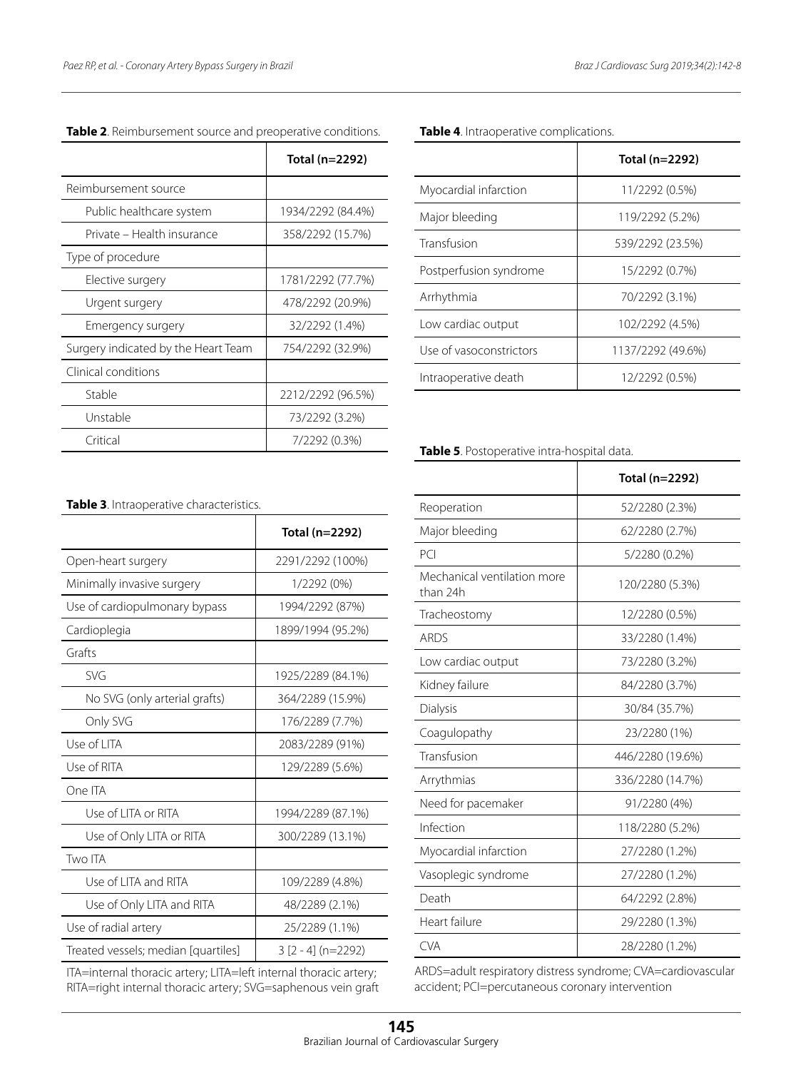**Table 2**. Reimbursement source and preoperative conditions.

| | Total (n=2292) |
|---|---|
| Reimbursement source | |
| Public healthcare system | 1934/2292 (84.4%) |
| Private – Health insurance | 358/2292 (15.7%) |
| Type of procedure | |
| Elective surgery | 1781/2292 (77.7%) |
| Urgent surgery | 478/2292 (20.9%) |
| Emergency surgery | 32/2292 (1.4%) |
| Surgery indicated by the Heart Team | 754/2292 (32.9%) |
| Clinical conditions | |
| Stable | 2212/2292 (96.5%) |
| Unstable | 73/2292 (3.2%) |
| Critical | 7/2292 (0.3%) |

**Table 3**. Intraoperative characteristics.

| | Total (n=2292) |
|---|---|
| Open-heart surgery | 2291/2292 (100%) |
| Minimally invasive surgery | 1/2292 (0%) |
| Use of cardiopulmonary bypass | 1994/2292 (87%) |
| Cardioplegia | 1899/1994 (95.2%) |
| Grafts | |
| SVG | 1925/2289 (84.1%) |
| No SVG (only arterial grafts) | 364/2289 (15.9%) |
| Only SVG | 176/2289 (7.7%) |
| Use of LITA | 2083/2289 (91%) |
| Use of RITA | 129/2289 (5.6%) |
| One ITA | |
| Use of LITA or RITA | 1994/2289 (87.1%) |
| Use of Only LITA or RITA | 300/2289 (13.1%) |
| Two ITA | |
| Use of LITA and RITA | 109/2289 (4.8%) |
| Use of Only LITA and RITA | 48/2289 (2.1%) |
| Use of radial artery | 25/2289 (1.1%) |
| Treated vessels; median [quartiles] | 3 [2 - 4] (n=2292) |

ITA=internal thoracic artery; LITA=left internal thoracic artery; RITA=right internal thoracic artery; SVG=saphenous vein graft

**Table 4**. Intraoperative complications.

| | Total (n=2292) |
|---|---|
| Myocardial infarction | 11/2292 (0.5%) |
| Major bleeding | 119/2292 (5.2%) |
| Transfusion | 539/2292 (23.5%) |
| Postperfusion syndrome | 15/2292 (0.7%) |
| Arrhythmia | 70/2292 (3.1%) |
| Low cardiac output | 102/2292 (4.5%) |
| Use of vasoconstrictors | 1137/2292 (49.6%) |
| Intraoperative death | 12/2292 (0.5%) |

**Table 5**. Postoperative intra-hospital data.

| | Total (n=2292) |
|---|---|
| Reoperation | 52/2280 (2.3%) |
| Major bleeding | 62/2280 (2.7%) |
| PCI | 5/2280 (0.2%) |
| Mechanical ventilation more than 24h | 120/2280 (5.3%) |
| Tracheostomy | 12/2280 (0.5%) |
| ARDS | 33/2280 (1.4%) |
| Low cardiac output | 73/2280 (3.2%) |
| Kidney failure | 84/2280 (3.7%) |
| Dialysis | 30/84 (35.7%) |
| Coagulopathy | 23/2280 (1%) |
| Transfusion | 446/2280 (19.6%) |
| Arrythmias | 336/2280 (14.7%) |
| Need for pacemaker | 91/2280 (4%) |
| Infection | 118/2280 (5.2%) |
| Myocardial infarction | 27/2280 (1.2%) |
| Vasoplegic syndrome | 27/2280 (1.2%) |
| Death | 64/2292 (2.8%) |
| Heart failure | 29/2280 (1.3%) |
| CVA | 28/2280 (1.2%) |

ARDS=adult respiratory distress syndrome; CVA=cardiovascular accident; PCI=percutaneous coronary intervention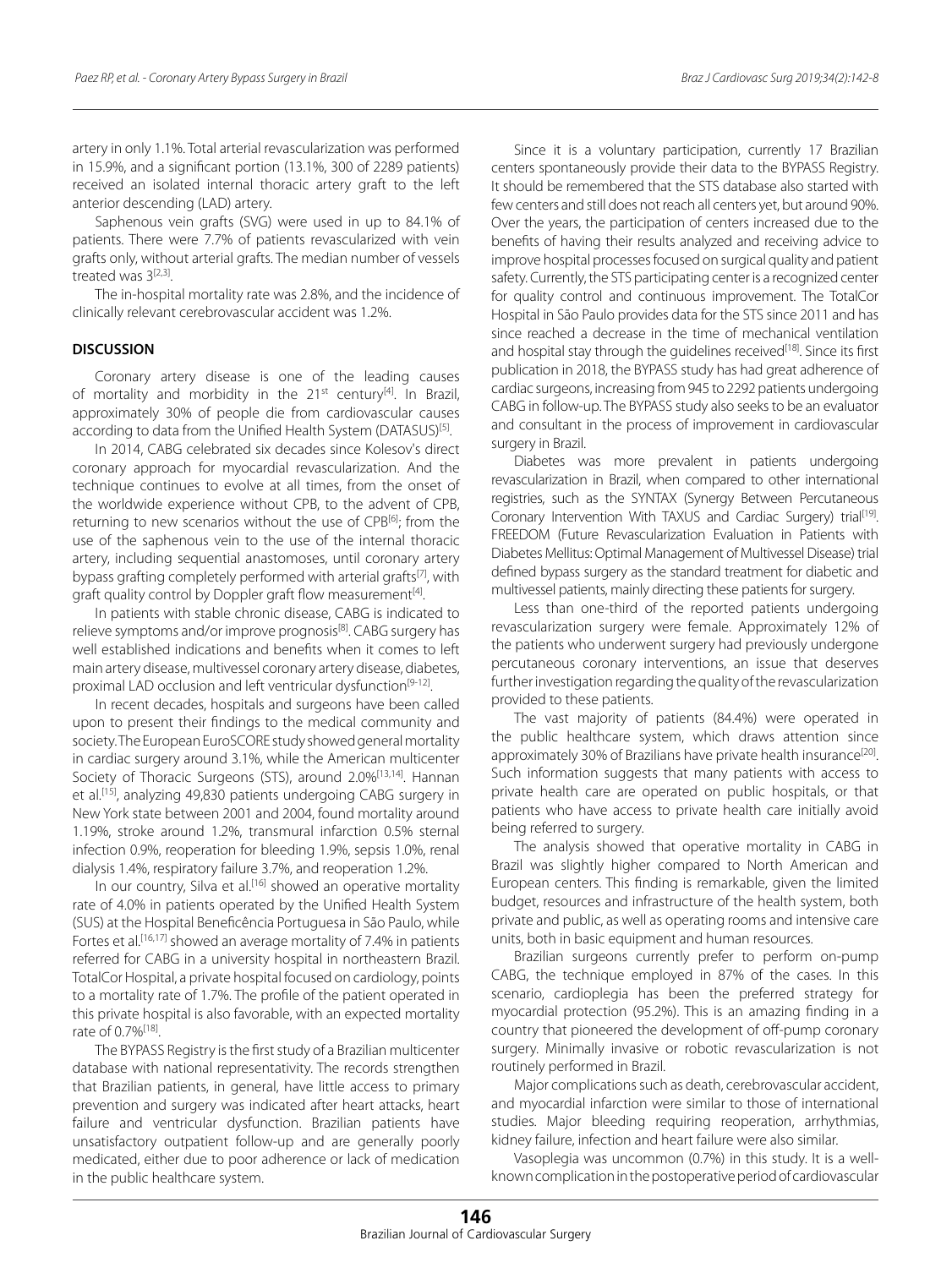artery in only 1.1%. Total arterial revascularization was performed in 15.9%, and a significant portion (13.1%, 300 of 2289 patients) received an isolated internal thoracic artery graft to the left anterior descending (LAD) artery.

Saphenous vein grafts (SVG) were used in up to 84.1% of patients. There were 7.7% of patients revascularized with vein grafts only, without arterial grafts. The median number of vessels treated was 3[2,3].

The in-hospital mortality rate was 2.8%, and the incidence of clinically relevant cerebrovascular accident was 1.2%.

## DISCUSSION

Coronary artery disease is one of the leading causes of mortality and morbidity in the 21st century[4]. In Brazil, approximately 30% of people die from cardiovascular causes according to data from the Unified Health System (DATASUS)[5].

In 2014, CABG celebrated six decades since Kolesov's direct coronary approach for myocardial revascularization. And the technique continues to evolve at all times, from the onset of the worldwide experience without CPB, to the advent of CPB, returning to new scenarios without the use of CPB[6]; from the use of the saphenous vein to the use of the internal thoracic artery, including sequential anastomoses, until coronary artery bypass grafting completely performed with arterial grafts[7], with graft quality control by Doppler graft flow measurement[4].

In patients with stable chronic disease, CABG is indicated to relieve symptoms and/or improve prognosis[8]. CABG surgery has well established indications and benefits when it comes to left main artery disease, multivessel coronary artery disease, diabetes, proximal LAD occlusion and left ventricular dysfunction[9-12].

In recent decades, hospitals and surgeons have been called upon to present their findings to the medical community and society. The European EuroSCORE study showed general mortality in cardiac surgery around 3.1%, while the American multicenter Society of Thoracic Surgeons (STS), around 2.0%[13,14]. Hannan et al.[15], analyzing 49,830 patients undergoing CABG surgery in New York state between 2001 and 2004, found mortality around 1.19%, stroke around 1.2%, transmural infarction 0.5% sternal infection 0.9%, reoperation for bleeding 1.9%, sepsis 1.0%, renal dialysis 1.4%, respiratory failure 3.7%, and reoperation 1.2%.

In our country, Silva et al.[16] showed an operative mortality rate of 4.0% in patients operated by the Unified Health System (SUS) at the Hospital Beneficência Portuguesa in São Paulo, while Fortes et al.[16,17] showed an average mortality of 7.4% in patients referred for CABG in a university hospital in northeastern Brazil. TotalCor Hospital, a private hospital focused on cardiology, points to a mortality rate of 1.7%. The profile of the patient operated in this private hospital is also favorable, with an expected mortality rate of 0.7%[18].

The BYPASS Registry is the first study of a Brazilian multicenter database with national representativity. The records strengthen that Brazilian patients, in general, have little access to primary prevention and surgery was indicated after heart attacks, heart failure and ventricular dysfunction. Brazilian patients have unsatisfactory outpatient follow-up and are generally poorly medicated, either due to poor adherence or lack of medication in the public healthcare system.

Since it is a voluntary participation, currently 17 Brazilian centers spontaneously provide their data to the BYPASS Registry. It should be remembered that the STS database also started with few centers and still does not reach all centers yet, but around 90%. Over the years, the participation of centers increased due to the benefits of having their results analyzed and receiving advice to improve hospital processes focused on surgical quality and patient safety. Currently, the STS participating center is a recognized center for quality control and continuous improvement. The TotalCor Hospital in São Paulo provides data for the STS since 2011 and has since reached a decrease in the time of mechanical ventilation and hospital stay through the guidelines received[18]. Since its first publication in 2018, the BYPASS study has had great adherence of cardiac surgeons, increasing from 945 to 2292 patients undergoing CABG in follow-up. The BYPASS study also seeks to be an evaluator and consultant in the process of improvement in cardiovascular surgery in Brazil.

Diabetes was more prevalent in patients undergoing revascularization in Brazil, when compared to other international registries, such as the SYNTAX (Synergy Between Percutaneous Coronary Intervention With TAXUS and Cardiac Surgery) trial[19]. FREEDOM (Future Revascularization Evaluation in Patients with Diabetes Mellitus: Optimal Management of Multivessel Disease) trial defined bypass surgery as the standard treatment for diabetic and multivessel patients, mainly directing these patients for surgery.

Less than one-third of the reported patients undergoing revascularization surgery were female. Approximately 12% of the patients who underwent surgery had previously undergone percutaneous coronary interventions, an issue that deserves further investigation regarding the quality of the revascularization provided to these patients.

The vast majority of patients (84.4%) were operated in the public healthcare system, which draws attention since approximately 30% of Brazilians have private health insurance[20]. Such information suggests that many patients with access to private health care are operated on public hospitals, or that patients who have access to private health care initially avoid being referred to surgery.

The analysis showed that operative mortality in CABG in Brazil was slightly higher compared to North American and European centers. This finding is remarkable, given the limited budget, resources and infrastructure of the health system, both private and public, as well as operating rooms and intensive care units, both in basic equipment and human resources.

Brazilian surgeons currently prefer to perform on-pump CABG, the technique employed in 87% of the cases. In this scenario, cardioplegia has been the preferred strategy for myocardial protection (95.2%). This is an amazing finding in a country that pioneered the development of off-pump coronary surgery. Minimally invasive or robotic revascularization is not routinely performed in Brazil.

Major complications such as death, cerebrovascular accident, and myocardial infarction were similar to those of international studies. Major bleeding requiring reoperation, arrhythmias, kidney failure, infection and heart failure were also similar.

Vasoplegia was uncommon (0.7%) in this study. It is a well-known complication in the postoperative period of cardiovascular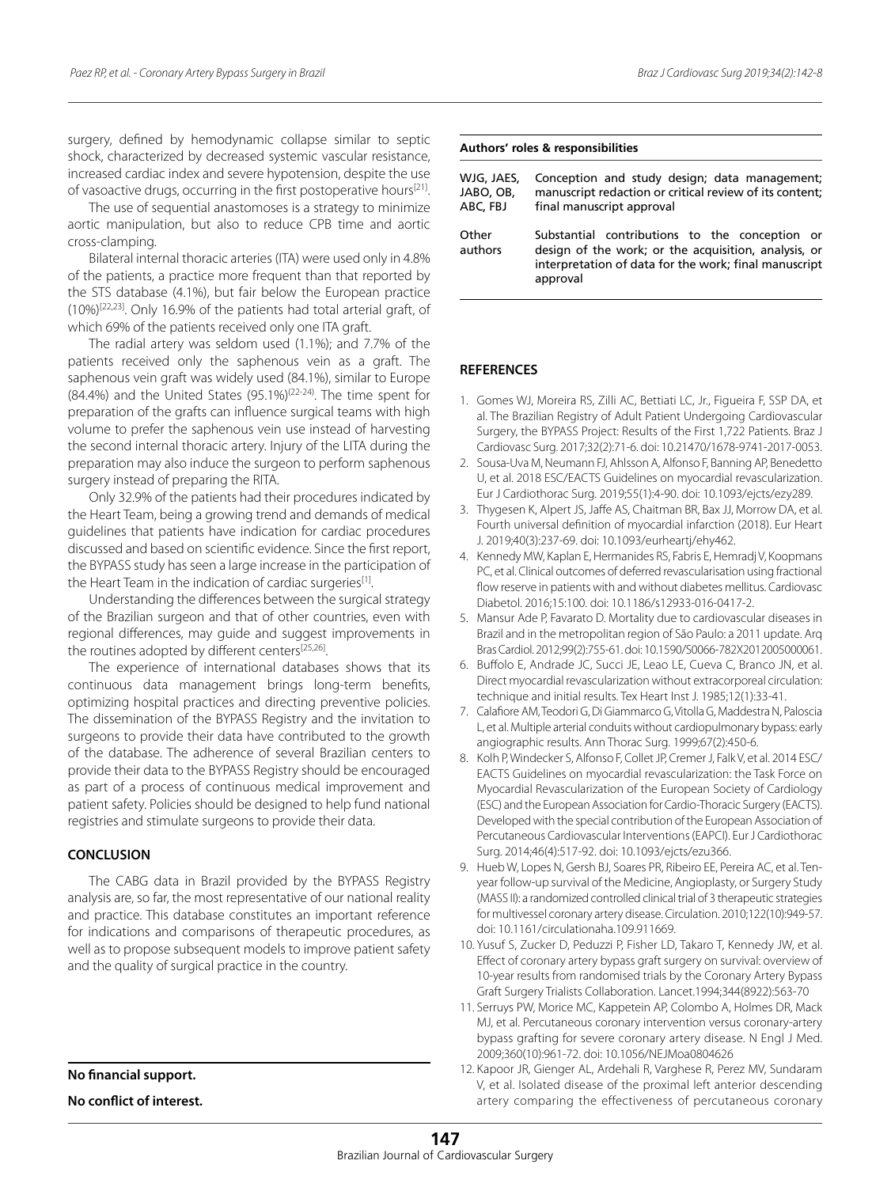surgery, defined by hemodynamic collapse similar to septic shock, characterized by decreased systemic vascular resistance, increased cardiac index and severe hypotension, despite the use of vasoactive drugs, occurring in the first postoperative hours[21].

The use of sequential anastomoses is a strategy to minimize aortic manipulation, but also to reduce CPB time and aortic cross-clamping.

Bilateral internal thoracic arteries (ITA) were used only in 4.8% of the patients, a practice more frequent than that reported by the STS database (4.1%), but fair below the European practice (10%)[22,23]. Only 16.9% of the patients had total arterial graft, of which 69% of the patients received only one ITA graft.

The radial artery was seldom used (1.1%); and 7.7% of the patients received only the saphenous vein as a graft. The saphenous vein graft was widely used (84.1%), similar to Europe (84.4%) and the United States (95.1%)[22-24]. The time spent for preparation of the grafts can influence surgical teams with high volume to prefer the saphenous vein use instead of harvesting the second internal thoracic artery. Injury of the LITA during the preparation may also induce the surgeon to perform saphenous surgery instead of preparing the RITA.

Only 32.9% of the patients had their procedures indicated by the Heart Team, being a growing trend and demands of medical guidelines that patients have indication for cardiac procedures discussed and based on scientific evidence. Since the first report, the BYPASS study has seen a large increase in the participation of the Heart Team in the indication of cardiac surgeries[1].

Understanding the differences between the surgical strategy of the Brazilian surgeon and that of other countries, even with regional differences, may guide and suggest improvements in the routines adopted by different centers[25,26].

The experience of international databases shows that its continuous data management brings long-term benefits, optimizing hospital practices and directing preventive policies. The dissemination of the BYPASS Registry and the invitation to surgeons to provide their data have contributed to the growth of the database. The adherence of several Brazilian centers to provide their data to the BYPASS Registry should be encouraged as part of a process of continuous medical improvement and patient safety. Policies should be designed to help fund national registries and stimulate surgeons to provide their data.

## CONCLUSION

The CABG data in Brazil provided by the BYPASS Registry analysis are, so far, the most representative of our national reality and practice. This database constitutes an important reference for indications and comparisons of therapeutic procedures, as well as to propose subsequent models to improve patient safety and the quality of surgical practice in the country.

**No financial support.**

**No conflict of interest.**

**Authors' roles & responsibilities**

| | |
|---|---|
| WJG, JAES, JABO, OB, ABC, FBJ | Conception and study design; data management; manuscript redaction or critical review of its content; final manuscript approval |
| Other authors | Substantial contributions to the conception or design of the work; or the acquisition, analysis, or interpretation of data for the work; final manuscript approval |

## REFERENCES

1. Gomes WJ, Moreira RS, Zilli AC, Bettiati LC, Jr., Figueira F, SSP DA, et al. The Brazilian Registry of Adult Patient Undergoing Cardiovascular Surgery, the BYPASS Project: Results of the First 1,722 Patients. Braz J Cardiovasc Surg. 2017;32(2):71-6. doi: 10.21470/1678-9741-2017-0053.
2. Sousa-Uva M, Neumann FJ, Ahlsson A, Alfonso F, Banning AP, Benedetto U, et al. 2018 ESC/EACTS Guidelines on myocardial revascularization. Eur J Cardiothorac Surg. 2019;55(1):4-90. doi: 10.1093/ejcts/ezy289.
3. Thygesen K, Alpert JS, Jaffe AS, Chaitman BR, Bax JJ, Morrow DA, et al. Fourth universal definition of myocardial infarction (2018). Eur Heart J. 2019;40(3):237-69. doi: 10.1093/eurheartj/ehy462.
4. Kennedy MW, Kaplan E, Hermanides RS, Fabris E, Hemradj V, Koopmans PC, et al. Clinical outcomes of deferred revascularisation using fractional flow reserve in patients with and without diabetes mellitus. Cardiovasc Diabetol. 2016;15:100. doi: 10.1186/s12933-016-0417-2.
5. Mansur Ade P, Favarato D. Mortality due to cardiovascular diseases in Brazil and in the metropolitan region of São Paulo: a 2011 update. Arq Bras Cardiol. 2012;99(2):755-61. doi: 10.1590/S0066-782X2012005000061.
6. Buffolo E, Andrade JC, Succi JE, Leao LE, Cueva C, Branco JN, et al. Direct myocardial revascularization without extracorporeal circulation: technique and initial results. Tex Heart Inst J. 1985;12(1):33-41.
7. Calafiore AM, Teodori G, Di Giammarco G, Vitolla G, Maddestra N, Paloscia L, et al. Multiple arterial conduits without cardiopulmonary bypass: early angiographic results. Ann Thorac Surg. 1999;67(2):450-6.
8. Kolh P, Windecker S, Alfonso F, Collet JP, Cremer J, Falk V, et al. 2014 ESC/EACTS Guidelines on myocardial revascularization: the Task Force on Myocardial Revascularization of the European Society of Cardiology (ESC) and the European Association for Cardio-Thoracic Surgery (EACTS). Developed with the special contribution of the European Association of Percutaneous Cardiovascular Interventions (EAPCI). Eur J Cardiothorac Surg. 2014;46(4):517-92. doi: 10.1093/ejcts/ezu366.
9. Hueb W, Lopes N, Gersh BJ, Soares PR, Ribeiro EE, Pereira AC, et al. Ten-year follow-up survival of the Medicine, Angioplasty, or Surgery Study (MASS II): a randomized controlled clinical trial of 3 therapeutic strategies for multivessel coronary artery disease. Circulation. 2010;122(10):949-57. doi: 10.1161/circulationaha.109.911669.
10. Yusuf S, Zucker D, Peduzzi P, Fisher LD, Takaro T, Kennedy JW, et al. Effect of coronary artery bypass graft surgery on survival: overview of 10-year results from randomised trials by the Coronary Artery Bypass Graft Surgery Trialists Collaboration. Lancet.1994;344(8922):563-70
11. Serruys PW, Morice MC, Kappetein AP, Colombo A, Holmes DR, Mack MJ, et al. Percutaneous coronary intervention versus coronary-artery bypass grafting for severe coronary artery disease. N Engl J Med. 2009;360(10):961-72. doi: 10.1056/NEJMoa0804626
12. Kapoor JR, Gienger AL, Ardehali R, Varghese R, Perez MV, Sundaram V, et al. Isolated disease of the proximal left anterior descending artery comparing the effectiveness of percutaneous coronary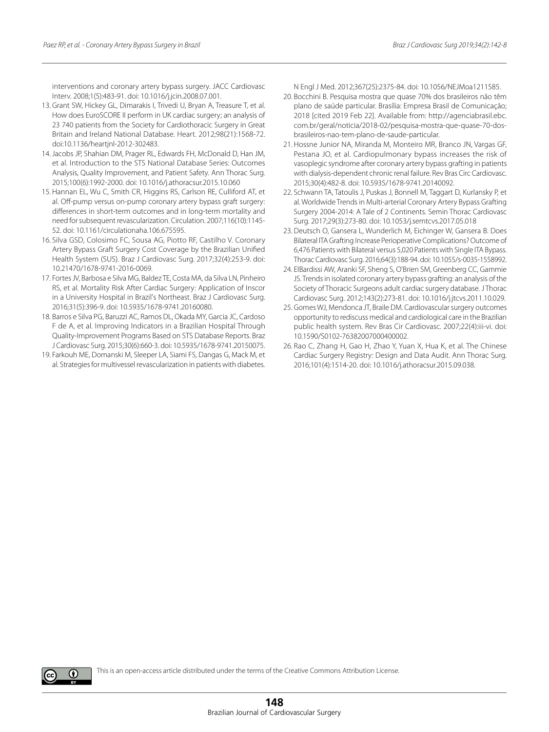interventions and coronary artery bypass surgery. JACC Cardiovasc Interv. 2008;1(5):483-91. doi: 10.1016/j.jcin.2008.07.001.

13. Grant SW, Hickey GL, Dimarakis I, Trivedi U, Bryan A, Treasure T, et al. How does EuroSCORE II perform in UK cardiac surgery; an analysis of 23 740 patients from the Society for Cardiothoracic Surgery in Great Britain and Ireland National Database. Heart. 2012;98(21):1568-72. doi:10.1136/heartjnl-2012-302483.
14. Jacobs JP, Shahian DM, Prager RL, Edwards FH, McDonald D, Han JM, et al. Introduction to the STS National Database Series: Outcomes Analysis, Quality Improvement, and Patient Safety. Ann Thorac Surg. 2015;100(6):1992-2000. doi: 10.1016/j.athoracsur.2015.10.060
15. Hannan EL, Wu C, Smith CR, Higgins RS, Carlson RE, Culliford AT, et al. Off-pump versus on-pump coronary artery bypass graft surgery: differences in short-term outcomes and in long-term mortality and need for subsequent revascularization. Circulation. 2007;116(10):1145-52. doi: 10.1161/circulationaha.106.675595.
16. Silva GSD, Colosimo FC, Sousa AG, Piotto RF, Castilho V. Coronary Artery Bypass Graft Surgery Cost Coverage by the Brazilian Unified Health System (SUS). Braz J Cardiovasc Surg. 2017;32(4):253-9. doi: 10.21470/1678-9741-2016-0069.
17. Fortes JV, Barbosa e Silva MG, Baldez TE, Costa MA, da Silva LN, Pinheiro RS, et al. Mortality Risk After Cardiac Surgery: Application of Inscor in a University Hospital in Brazil's Northeast. Braz J Cardiovasc Surg. 2016;31(5):396-9. doi: 10.5935/1678-9741.20160080.
18. Barros e Silva PG, Baruzzi AC, Ramos DL, Okada MY, Garcia JC, Cardoso F de A, et al. Improving Indicators in a Brazilian Hospital Through Quality-Improvement Programs Based on STS Database Reports. Braz J Cardiovasc Surg. 2015;30(6):660-3. doi: 10.5935/1678-9741.20150075.
19. Farkouh ME, Domanski M, Sleeper LA, Siami FS, Dangas G, Mack M, et al. Strategies for multivessel revascularization in patients with diabetes. N Engl J Med. 2012;367(25):2375-84. doi: 10.1056/NEJMoa1211585.
20. Bocchini B. Pesquisa mostra que quase 70% dos brasileiros não têm plano de saúde particular. Brasília: Empresa Brasil de Comunicação; 2018 [cited 2019 Feb 22]. Available from: http://agenciabrasil.ebc.com.br/geral/noticia/2018-02/pesquisa-mostra-que-quase-70-dos-brasileiros-nao-tem-plano-de-saude-particular.
21. Hossne Junior NA, Miranda M, Monteiro MR, Branco JN, Vargas GF, Pestana JO, et al. Cardiopulmonary bypass increases the risk of vasoplegic syndrome after coronary artery bypass grafting in patients with dialysis-dependent chronic renal failure. Rev Bras Circ Cardiovasc. 2015;30(4):482-8. doi: 10.5935/1678-9741.20140092.
22. Schwann TA, Tatoulis J, Puskas J, Bonnell M, Taggart D, Kurlansky P, et al. Worldwide Trends in Multi-arterial Coronary Artery Bypass Grafting Surgery 2004-2014: A Tale of 2 Continents. Semin Thorac Cardiovasc Surg. 2017;29(3):273-80. doi: 10.1053/j.semtcvs.2017.05.018
23. Deutsch O, Gansera L, Wunderlich M, Eichinger W, Gansera B. Does Bilateral ITA Grafting Increase Perioperative Complications? Outcome of 6,476 Patients with Bilateral versus 5,020 Patients with Single ITA Bypass. Thorac Cardiovasc Surg. 2016;64(3):188-94. doi: 10.1055/s-0035-1558992.
24. ElBardissi AW, Aranki SF, Sheng S, O'Brien SM, Greenberg CC, Gammie JS. Trends in isolated coronary artery bypass grafting: an analysis of the Society of Thoracic Surgeons adult cardiac surgery database. J Thorac Cardiovasc Surg. 2012;143(2):273-81. doi: 10.1016/j.jtcvs.2011.10.029.
25. Gomes WJ, Mendonca JT, Braile DM. Cardiovascular surgery outcomes opportunity to rediscuss medical and cardiological care in the Brazilian public health system. Rev Bras Cir Cardiovasc. 2007;22(4):iii-vi. doi: 10.1590/S0102-76382007000400002.
26. Rao C, Zhang H, Gao H, Zhao Y, Yuan X, Hua K, et al. The Chinese Cardiac Surgery Registry: Design and Data Audit. Ann Thorac Surg. 2016;101(4):1514-20. doi: 10.1016/j.athoracsur.2015.09.038.

This is an open-access article distributed under the terms of the Creative Commons Attribution License.